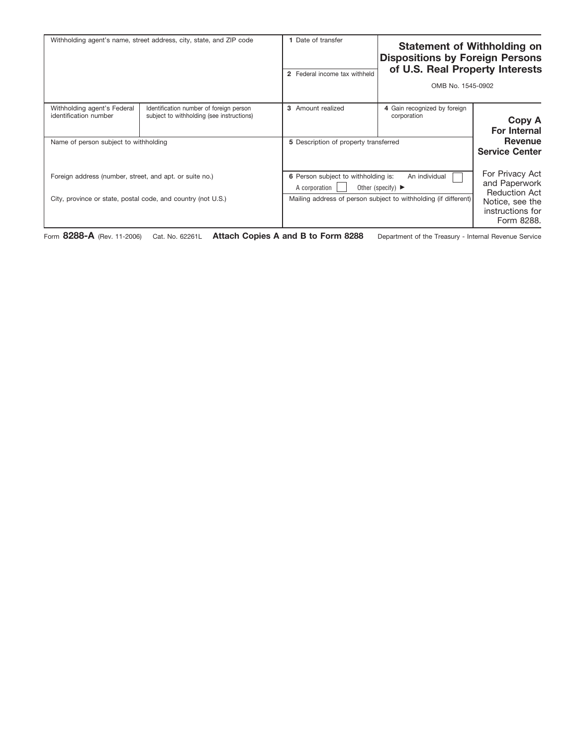# Statement of Withholding on Dispositions by Foreign Persons of U.S. Real Property Interests

OMB No. 1545-0902

| Withholding agent's name, street address, city, state, and ZIP code | | **1** Date of transfer | |
|---|---|---|---|
| | | **2** Federal income tax withheld | |
| Withholding agent's Federal identification number | Identification number of foreign person subject to withholding (see instructions) | **3** Amount realized | **4** Gain recognized by foreign corporation |
| Name of person subject to withholding | | **5** Description of property transferred | |
| Foreign address (number, street, and apt. or suite no.) | | **6** Person subject to withholding is: An individual ☐ A corporation ☐ Other (specify) ► | |
| City, province or state, postal code, and country (not U.S.) | | Mailing address of person subject to withholding (if different) | |

**Copy A For Internal Revenue Service Center**

For Privacy Act and Paperwork Reduction Act Notice, see the instructions for Form 8288.

Form **8288-A** (Rev. 11-2006) Cat. No. 62261L **Attach Copies A and B to Form 8288** Department of the Treasury - Internal Revenue Service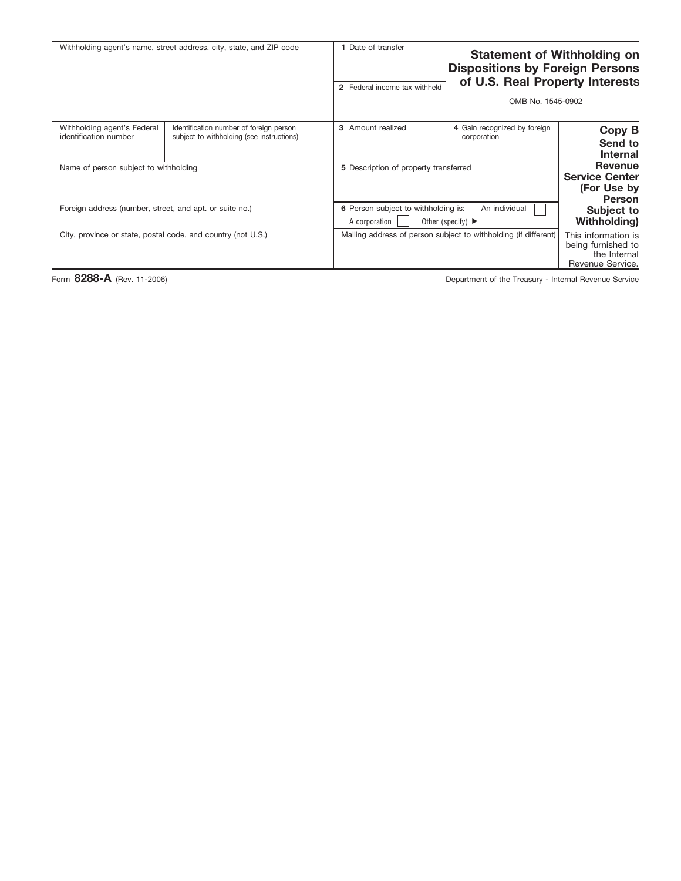# Statement of Withholding on Dispositions by Foreign Persons of U.S. Real Property Interests

OMB No. 1545-0902

| Withholding agent's name, street address, city, state, and ZIP code | | 1 Date of transfer | | Statement of Withholding on Dispositions by Foreign Persons of U.S. Real Property Interests |
|---|---|---|---|---|
| | | 2 Federal income tax withheld | | OMB No. 1545-0902 |
| Withholding agent's Federal identification number | Identification number of foreign person subject to withholding (see instructions) | 3 Amount realized | 4 Gain recognized by foreign corporation | **Copy B Send to Internal Revenue Service Center (For Use by Person Subject to Withholding)** |
| Name of person subject to withholding | | 5 Description of property transferred | | |
| Foreign address (number, street, and apt. or suite no.) | | 6 Person subject to withholding is: An individual ☐ A corporation ☐ Other (specify) ► | | |
| City, province or state, postal code, and country (not U.S.) | | Mailing address of person subject to withholding (if different) | | This information is being furnished to the Internal Revenue Service. |

Form **8288-A** (Rev. 11-2006)

Department of the Treasury - Internal Revenue Service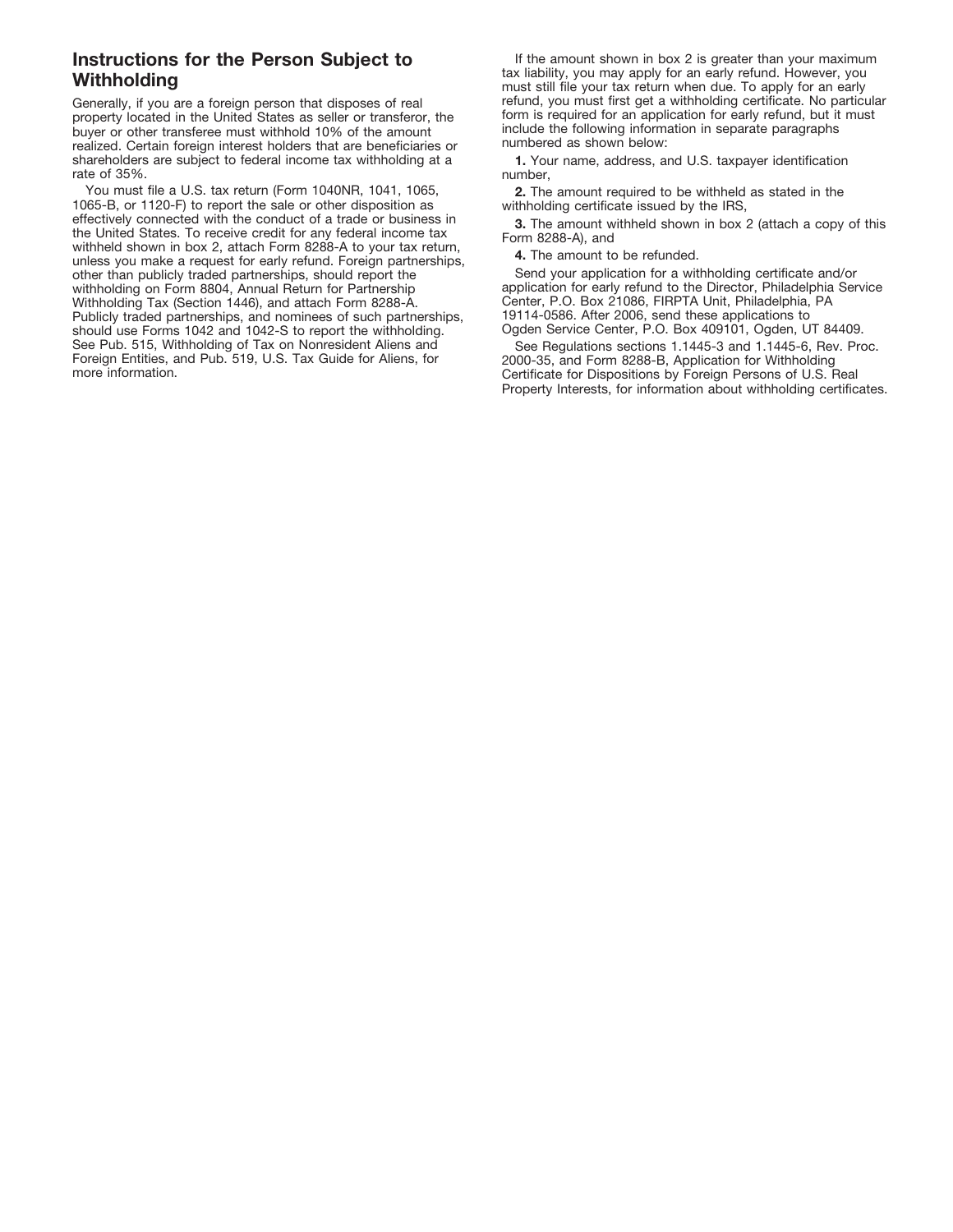## Instructions for the Person Subject to Withholding

Generally, if you are a foreign person that disposes of real property located in the United States as seller or transferor, the buyer or other transferee must withhold 10% of the amount realized. Certain foreign interest holders that are beneficiaries or shareholders are subject to federal income tax withholding at a rate of 35%.

You must file a U.S. tax return (Form 1040NR, 1041, 1065, 1065-B, or 1120-F) to report the sale or other disposition as effectively connected with the conduct of a trade or business in the United States. To receive credit for any federal income tax withheld shown in box 2, attach Form 8288-A to your tax return, unless you make a request for early refund. Foreign partnerships, other than publicly traded partnerships, should report the withholding on Form 8804, Annual Return for Partnership Withholding Tax (Section 1446), and attach Form 8288-A. Publicly traded partnerships, and nominees of such partnerships, should use Forms 1042 and 1042-S to report the withholding. See Pub. 515, Withholding of Tax on Nonresident Aliens and Foreign Entities, and Pub. 519, U.S. Tax Guide for Aliens, for more information.

If the amount shown in box 2 is greater than your maximum tax liability, you may apply for an early refund. However, you must still file your tax return when due. To apply for an early refund, you must first get a withholding certificate. No particular form is required for an application for early refund, but it must include the following information in separate paragraphs numbered as shown below:

**1.** Your name, address, and U.S. taxpayer identification number,

**2.** The amount required to be withheld as stated in the withholding certificate issued by the IRS,

**3.** The amount withheld shown in box 2 (attach a copy of this Form 8288-A), and

**4.** The amount to be refunded.

Send your application for a withholding certificate and/or application for early refund to the Director, Philadelphia Service Center, P.O. Box 21086, FIRPTA Unit, Philadelphia, PA 19114-0586. After 2006, send these applications to Ogden Service Center, P.O. Box 409101, Ogden, UT 84409.

See Regulations sections 1.1445-3 and 1.1445-6, Rev. Proc. 2000-35, and Form 8288-B, Application for Withholding Certificate for Dispositions by Foreign Persons of U.S. Real Property Interests, for information about withholding certificates.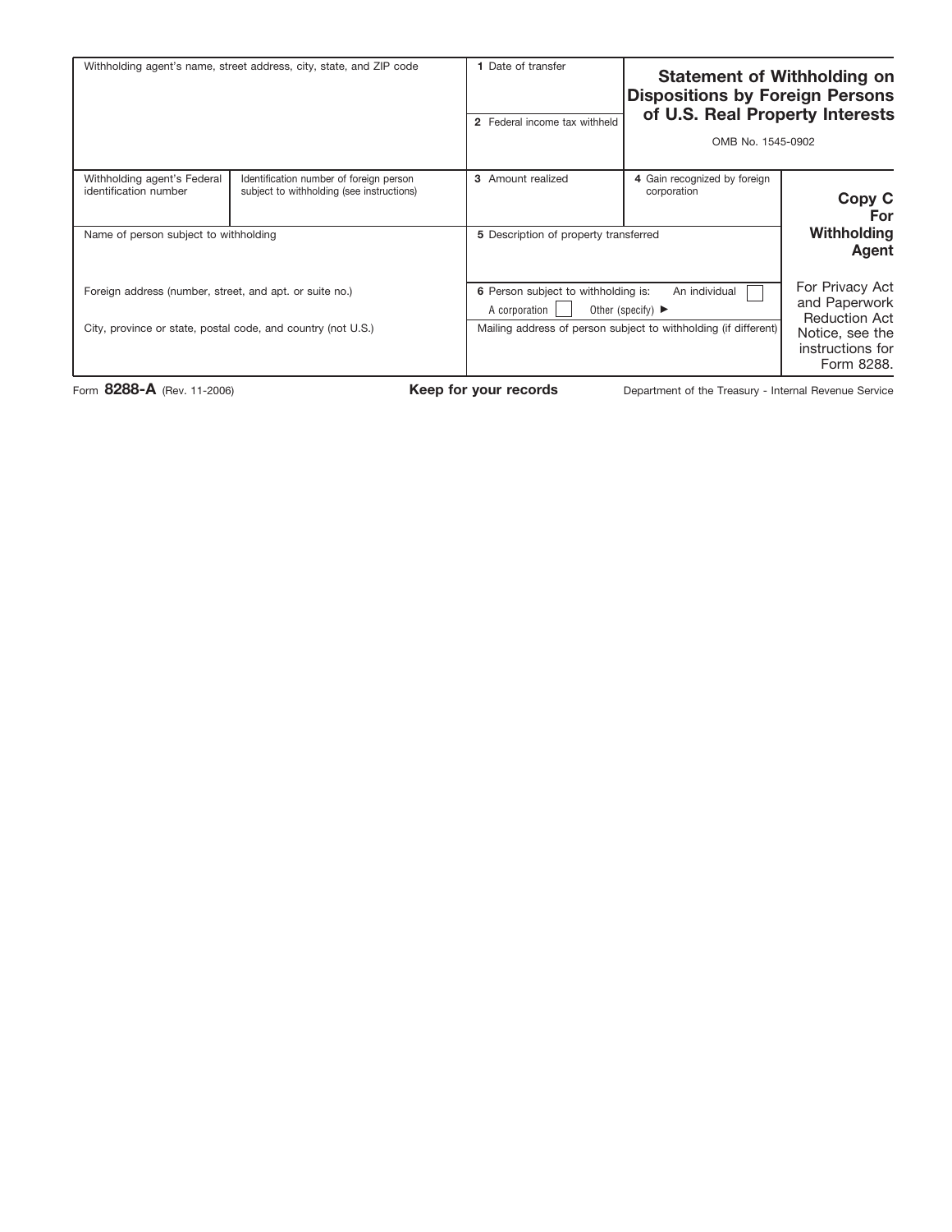# Statement of Withholding on Dispositions by Foreign Persons of U.S. Real Property Interests

OMB No. 1545-0902

| Withholding agent's name, street address, city, state, and ZIP code | | 1 Date of transfer | |
|---|---|---|---|
| | | 2 Federal income tax withheld | |
| Withholding agent's Federal identification number | Identification number of foreign person subject to withholding (see instructions) | 3 Amount realized | 4 Gain recognized by foreign corporation |
| Name of person subject to withholding | | 5 Description of property transferred | |
| Foreign address (number, street, and apt. or suite no.) | | 6 Person subject to withholding is: An individual ☐ A corporation ☐ Other (specify) ► | |
| City, province or state, postal code, and country (not U.S.) | | Mailing address of person subject to withholding (if different) | |

**Copy C For Withholding Agent**

For Privacy Act and Paperwork Reduction Act Notice, see the instructions for Form 8288.

Form **8288-A** (Rev. 11-2006) **Keep for your records** Department of the Treasury - Internal Revenue Service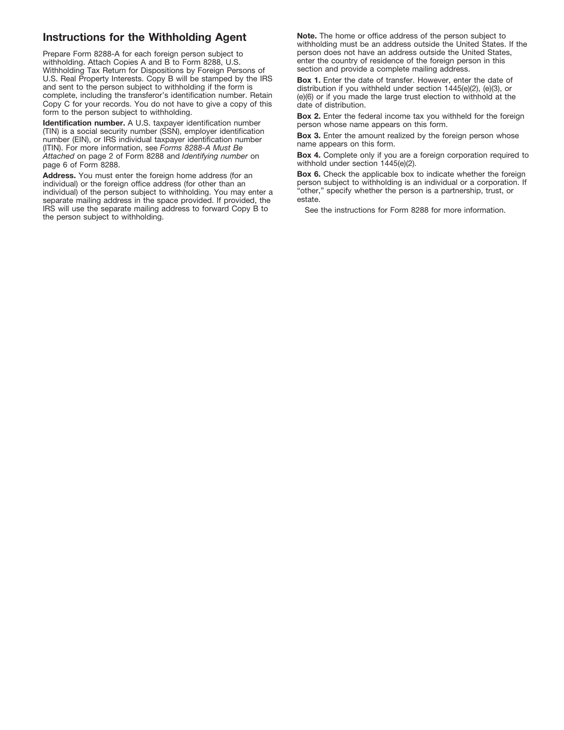## Instructions for the Withholding Agent

Prepare Form 8288-A for each foreign person subject to withholding. Attach Copies A and B to Form 8288, U.S. Withholding Tax Return for Dispositions by Foreign Persons of U.S. Real Property Interests. Copy B will be stamped by the IRS and sent to the person subject to withholding if the form is complete, including the transferor's identification number. Retain Copy C for your records. You do not have to give a copy of this form to the person subject to withholding.

**Identification number.** A U.S. taxpayer identification number (TIN) is a social security number (SSN), employer identification number (EIN), or IRS individual taxpayer identification number (ITIN). For more information, see *Forms 8288-A Must Be Attached* on page 2 of Form 8288 and *Identifying number* on page 6 of Form 8288.

**Address.** You must enter the foreign home address (for an individual) or the foreign office address (for other than an individual) of the person subject to withholding. You may enter a separate mailing address in the space provided. If provided, the IRS will use the separate mailing address to forward Copy B to the person subject to withholding.

**Note.** The home or office address of the person subject to withholding must be an address outside the United States. If the person does not have an address outside the United States, enter the country of residence of the foreign person in this section and provide a complete mailing address.

**Box 1.** Enter the date of transfer. However, enter the date of distribution if you withheld under section 1445(e)(2), (e)(3), or (e)(6) or if you made the large trust election to withhold at the date of distribution.

**Box 2.** Enter the federal income tax you withheld for the foreign person whose name appears on this form.

**Box 3.** Enter the amount realized by the foreign person whose name appears on this form.

**Box 4.** Complete only if you are a foreign corporation required to withhold under section 1445(e)(2).

**Box 6.** Check the applicable box to indicate whether the foreign person subject to withholding is an individual or a corporation. If "other," specify whether the person is a partnership, trust, or estate.

See the instructions for Form 8288 for more information.